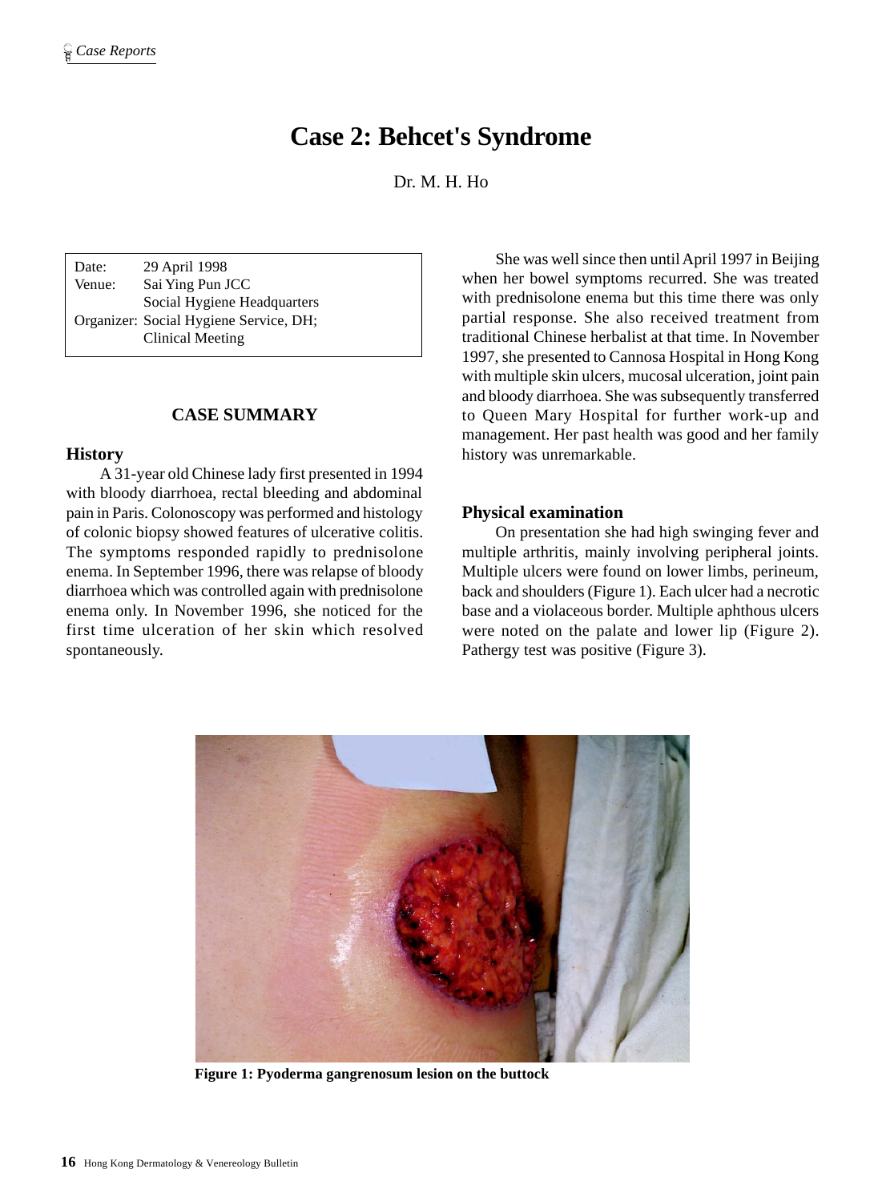# Case 2: Behcet's Syndrome

Dr. M. H. Ho

| | |
|---|---|
| Date: | 29 April 1998 |
| Venue: | Sai Ying Pun JCC Social Hygiene Headquarters |
| Organizer: | Social Hygiene Service, DH; Clinical Meeting |

## CASE SUMMARY

### History

A 31-year old Chinese lady first presented in 1994 with bloody diarrhoea, rectal bleeding and abdominal pain in Paris. Colonoscopy was performed and histology of colonic biopsy showed features of ulcerative colitis. The symptoms responded rapidly to prednisolone enema. In September 1996, there was relapse of bloody diarrhoea which was controlled again with prednisolone enema only. In November 1996, she noticed for the first time ulceration of her skin which resolved spontaneously.

She was well since then until April 1997 in Beijing when her bowel symptoms recurred. She was treated with prednisolone enema but this time there was only partial response. She also received treatment from traditional Chinese herbalist at that time. In November 1997, she presented to Cannosa Hospital in Hong Kong with multiple skin ulcers, mucosal ulceration, joint pain and bloody diarrhoea. She was subsequently transferred to Queen Mary Hospital for further work-up and management. Her past health was good and her family history was unremarkable.

### Physical examination

On presentation she had high swinging fever and multiple arthritis, mainly involving peripheral joints. Multiple ulcers were found on lower limbs, perineum, back and shoulders (Figure 1). Each ulcer had a necrotic base and a violaceous border. Multiple aphthous ulcers were noted on the palate and lower lip (Figure 2). Pathergy test was positive (Figure 3).

**Figure 1: Pyoderma gangrenosum lesion on the buttock**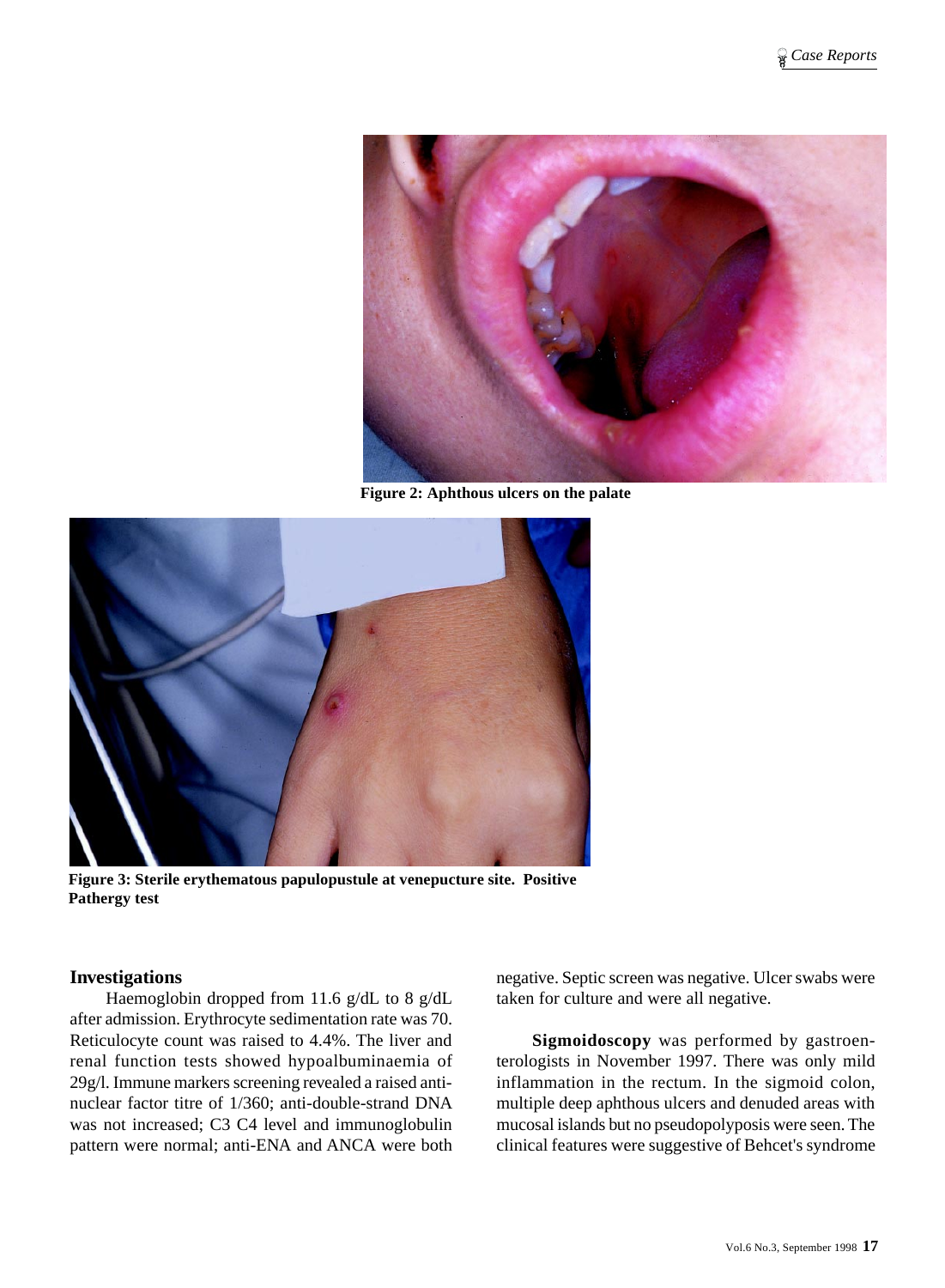Figure 2: Aphthous ulcers on the palate

Figure 3: Sterile erythematous papulopustule at venepucture site. Positive Pathergy test

## Investigations

Haemoglobin dropped from 11.6 g/dL to 8 g/dL after admission. Erythrocyte sedimentation rate was 70. Reticulocyte count was raised to 4.4%. The liver and renal function tests showed hypoalbuminaemia of 29g/l. Immune markers screening revealed a raised anti-nuclear factor titre of 1/360; anti-double-strand DNA was not increased; C3 C4 level and immunoglobulin pattern were normal; anti-ENA and ANCA were both negative. Septic screen was negative. Ulcer swabs were taken for culture and were all negative.

**Sigmoidoscopy** was performed by gastroenterologists in November 1997. There was only mild inflammation in the rectum. In the sigmoid colon, multiple deep aphthous ulcers and denuded areas with mucosal islands but no pseudopolyposis were seen. The clinical features were suggestive of Behcet's syndrome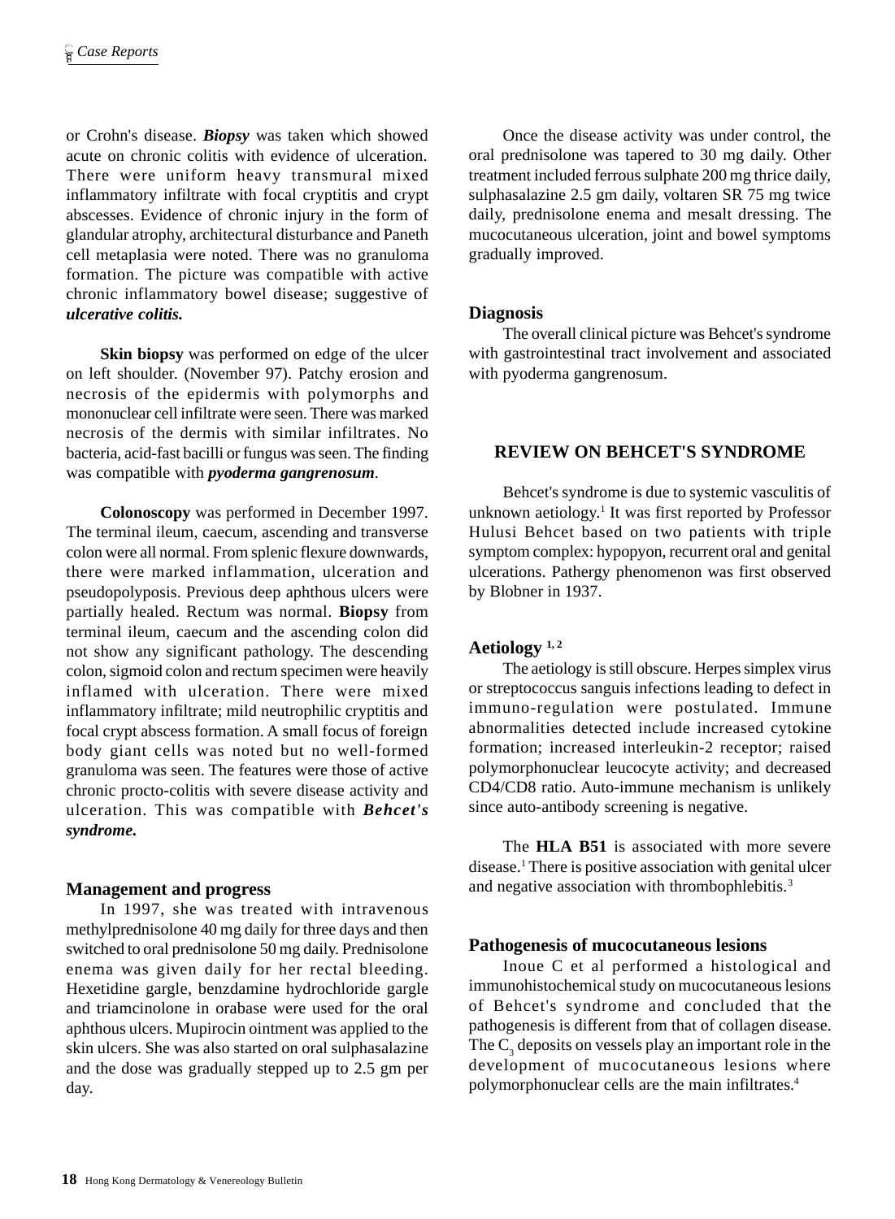or Crohn's disease. ***Biopsy*** was taken which showed acute on chronic colitis with evidence of ulceration. There were uniform heavy transmural mixed inflammatory infiltrate with focal cryptitis and crypt abscesses. Evidence of chronic injury in the form of glandular atrophy, architectural disturbance and Paneth cell metaplasia were noted. There was no granuloma formation. The picture was compatible with active chronic inflammatory bowel disease; suggestive of ***ulcerative colitis.***

**Skin biopsy** was performed on edge of the ulcer on left shoulder. (November 97). Patchy erosion and necrosis of the epidermis with polymorphs and mononuclear cell infiltrate were seen. There was marked necrosis of the dermis with similar infiltrates. No bacteria, acid-fast bacilli or fungus was seen. The finding was compatible with ***pyoderma gangrenosum***.

**Colonoscopy** was performed in December 1997. The terminal ileum, caecum, ascending and transverse colon were all normal. From splenic flexure downwards, there were marked inflammation, ulceration and pseudopolyposis. Previous deep aphthous ulcers were partially healed. Rectum was normal. **Biopsy** from terminal ileum, caecum and the ascending colon did not show any significant pathology. The descending colon, sigmoid colon and rectum specimen were heavily inflamed with ulceration. There were mixed inflammatory infiltrate; mild neutrophilic cryptitis and focal crypt abscess formation. A small focus of foreign body giant cells was noted but no well-formed granuloma was seen. The features were those of active chronic procto-colitis with severe disease activity and ulceration. This was compatible with ***Behcet's syndrome.***

### Management and progress

In 1997, she was treated with intravenous methylprednisolone 40 mg daily for three days and then switched to oral prednisolone 50 mg daily. Prednisolone enema was given daily for her rectal bleeding. Hexetidine gargle, benzdamine hydrochloride gargle and triamcinolone in orabase were used for the oral aphthous ulcers. Mupirocin ointment was applied to the skin ulcers. She was also started on oral sulphasalazine and the dose was gradually stepped up to 2.5 gm per day.

Once the disease activity was under control, the oral prednisolone was tapered to 30 mg daily. Other treatment included ferrous sulphate 200 mg thrice daily, sulphasalazine 2.5 gm daily, voltaren SR 75 mg twice daily, prednisolone enema and mesalt dressing. The mucocutaneous ulceration, joint and bowel symptoms gradually improved.

### Diagnosis

The overall clinical picture was Behcet's syndrome with gastrointestinal tract involvement and associated with pyoderma gangrenosum.

## REVIEW ON BEHCET'S SYNDROME

Behcet's syndrome is due to systemic vasculitis of unknown aetiology.[1] It was first reported by Professor Hulusi Behcet based on two patients with triple symptom complex: hypopyon, recurrent oral and genital ulcerations. Pathergy phenomenon was first observed by Blobner in 1937.

### Aetiology [1, 2]

The aetiology is still obscure. Herpes simplex virus or streptococcus sanguis infections leading to defect in immuno-regulation were postulated. Immune abnormalities detected include increased cytokine formation; increased interleukin-2 receptor; raised polymorphonuclear leucocyte activity; and decreased CD4/CD8 ratio. Auto-immune mechanism is unlikely since auto-antibody screening is negative.

The **HLA B51** is associated with more severe disease.[1] There is positive association with genital ulcer and negative association with thrombophlebitis.[3]

### Pathogenesis of mucocutaneous lesions

Inoue C et al performed a histological and immunohistochemical study on mucocutaneous lesions of Behcet's syndrome and concluded that the pathogenesis is different from that of collagen disease. The $C_3$ deposits on vessels play an important role in the development of mucocutaneous lesions where polymorphonuclear cells are the main infiltrates.[4]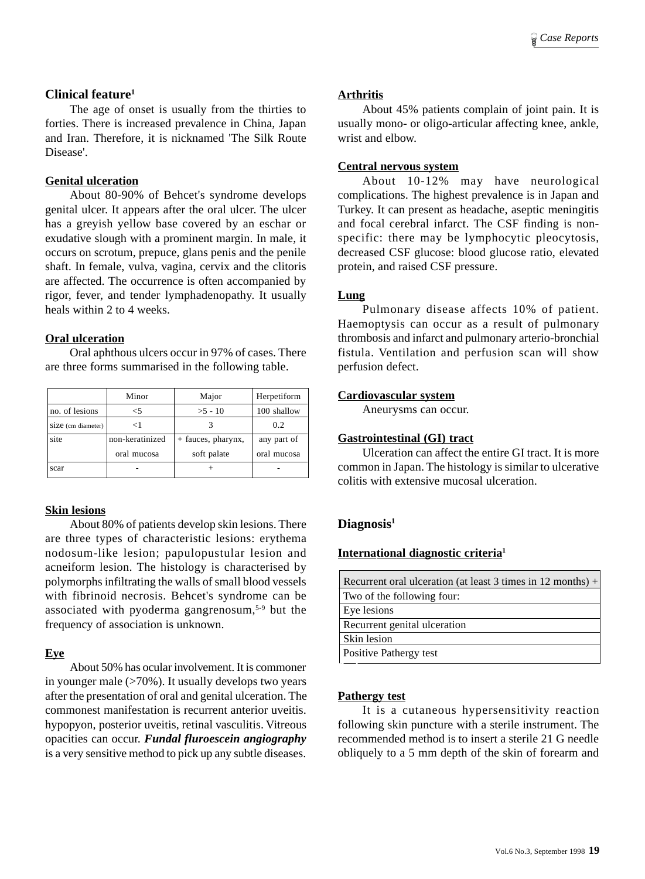## Clinical feature[1]

The age of onset is usually from the thirties to forties. There is increased prevalence in China, Japan and Iran. Therefore, it is nicknamed 'The Silk Route Disease'.

### Genital ulceration

About 80-90% of Behcet's syndrome develops genital ulcer. It appears after the oral ulcer. The ulcer has a greyish yellow base covered by an eschar or exudative slough with a prominent margin. In male, it occurs on scrotum, prepuce, glans penis and the penile shaft. In female, vulva, vagina, cervix and the clitoris are affected. The occurrence is often accompanied by rigor, fever, and tender lymphadenopathy. It usually heals within 2 to 4 weeks.

### Oral ulceration

Oral aphthous ulcers occur in 97% of cases. There are three forms summarised in the following table.

| | Minor | Major | Herpetiform |
|---|---|---|---|
| no. of lesions | <5 | >5 - 10 | 100 shallow |
| size (cm diameter) | <1 | 3 | 0.2 |
| site | non-keratinized oral mucosa | + fauces, pharynx, soft palate | any part of oral mucosa |
| scar | - | + | - |

### Skin lesions

About 80% of patients develop skin lesions. There are three types of characteristic lesions: erythema nodosum-like lesion; papulopustular lesion and acneiform lesion. The histology is characterised by polymorphs infiltrating the walls of small blood vessels with fibrinoid necrosis. Behcet's syndrome can be associated with pyoderma gangrenosum,[5-9] but the frequency of association is unknown.

### Eye

About 50% has ocular involvement. It is commoner in younger male (>70%). It usually develops two years after the presentation of oral and genital ulceration. The commonest manifestation is recurrent anterior uveitis. hypopyon, posterior uveitis, retinal vasculitis. Vitreous opacities can occur. ***Fundal fluroescein angiography*** is a very sensitive method to pick up any subtle diseases.

### Arthritis

About 45% patients complain of joint pain. It is usually mono- or oligo-articular affecting knee, ankle, wrist and elbow.

### Central nervous system

About 10-12% may have neurological complications. The highest prevalence is in Japan and Turkey. It can present as headache, aseptic meningitis and focal cerebral infarct. The CSF finding is non-specific: there may be lymphocytic pleocytosis, decreased CSF glucose: blood glucose ratio, elevated protein, and raised CSF pressure.

### Lung

Pulmonary disease affects 10% of patient. Haemoptysis can occur as a result of pulmonary thrombosis and infarct and pulmonary arterio-bronchial fistula. Ventilation and perfusion scan will show perfusion defect.

### Cardiovascular system

Aneurysms can occur.

### Gastrointestinal (GI) tract

Ulceration can affect the entire GI tract. It is more common in Japan. The histology is similar to ulcerative colitis with extensive mucosal ulceration.

## Diagnosis[1]

### International diagnostic criteria[1]

| Recurrent oral ulceration (at least 3 times in 12 months) + |
|---|
| Two of the following four: |
| Eye lesions |
| Recurrent genital ulceration |
| Skin lesion |
| Positive Pathergy test |

### Pathergy test

It is a cutaneous hypersensitivity reaction following skin puncture with a sterile instrument. The recommended method is to insert a sterile 21 G needle obliquely to a 5 mm depth of the skin of forearm and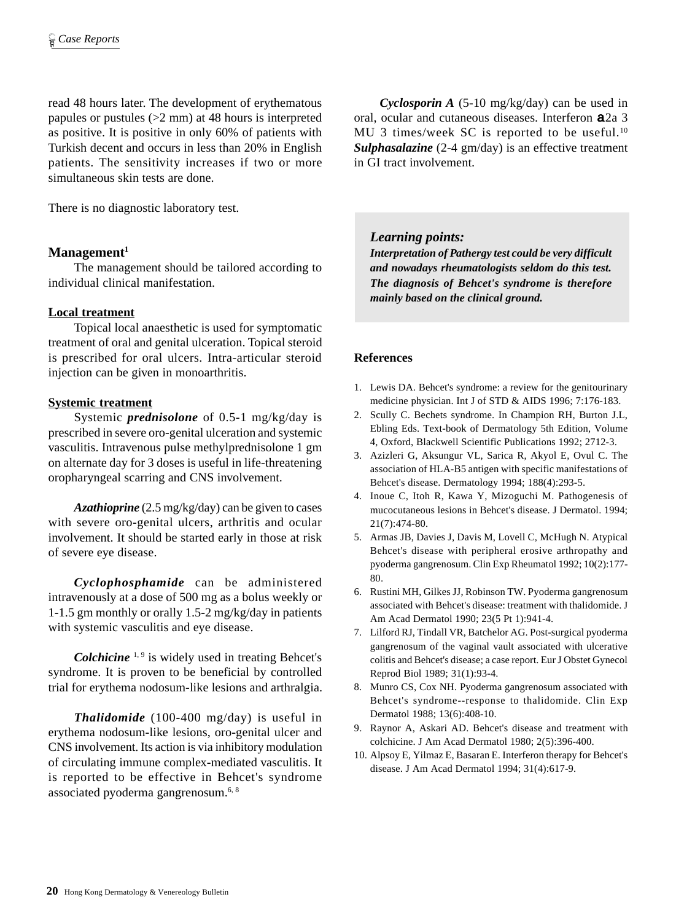read 48 hours later. The development of erythematous papules or pustules (>2 mm) at 48 hours is interpreted as positive. It is positive in only 60% of patients with Turkish decent and occurs in less than 20% in English patients. The sensitivity increases if two or more simultaneous skin tests are done.

There is no diagnostic laboratory test.

## Management[1]

The management should be tailored according to individual clinical manifestation.

### Local treatment

Topical local anaesthetic is used for symptomatic treatment of oral and genital ulceration. Topical steroid is prescribed for oral ulcers. Intra-articular steroid injection can be given in monoarthritis.

### Systemic treatment

Systemic ***prednisolone*** of 0.5-1 mg/kg/day is prescribed in severe oro-genital ulceration and systemic vasculitis. Intravenous pulse methylprednisolone 1 gm on alternate day for 3 doses is useful in life-threatening oropharyngeal scarring and CNS involvement.

***Azathioprine*** (2.5 mg/kg/day) can be given to cases with severe oro-genital ulcers, arthritis and ocular involvement. It should be started early in those at risk of severe eye disease.

***Cyclophosphamide*** can be administered intravenously at a dose of 500 mg as a bolus weekly or 1-1.5 gm monthly or orally 1.5-2 mg/kg/day in patients with systemic vasculitis and eye disease.

***Colchicine*** [1, 9] is widely used in treating Behcet's syndrome. It is proven to be beneficial by controlled trial for erythema nodosum-like lesions and arthralgia.

***Thalidomide*** (100-400 mg/day) is useful in erythema nodosum-like lesions, oro-genital ulcer and CNS involvement. Its action is via inhibitory modulation of circulating immune complex-mediated vasculitis. It is reported to be effective in Behcet's syndrome associated pyoderma gangrenosum.[6, 8]

***Cyclosporin A*** (5-10 mg/kg/day) can be used in oral, ocular and cutaneous diseases. Interferon **a**2a 3 MU 3 times/week SC is reported to be useful.[10] ***Sulphasalazine*** (2-4 gm/day) is an effective treatment in GI tract involvement.

> ***Learning points:***
> ***Interpretation of Pathergy test could be very difficult and nowadays rheumatologists seldom do this test. The diagnosis of Behcet's syndrome is therefore mainly based on the clinical ground.***

## References

1. Lewis DA. Behcet's syndrome: a review for the genitourinary medicine physician. Int J of STD & AIDS 1996; 7:176-183.
2. Scully C. Bechets syndrome. In Champion RH, Burton J.L, Ebling Eds. Text-book of Dermatology 5th Edition, Volume 4, Oxford, Blackwell Scientific Publications 1992; 2712-3.
3. Azizleri G, Aksungur VL, Sarica R, Akyol E, Ovul C. The association of HLA-B5 antigen with specific manifestations of Behcet's disease. Dermatology 1994; 188(4):293-5.
4. Inoue C, Itoh R, Kawa Y, Mizoguchi M. Pathogenesis of mucocutaneous lesions in Behcet's disease. J Dermatol. 1994; 21(7):474-80.
5. Armas JB, Davies J, Davis M, Lovell C, McHugh N. Atypical Behcet's disease with peripheral erosive arthropathy and pyoderma gangrenosum. Clin Exp Rheumatol 1992; 10(2):177-80.
6. Rustini MH, Gilkes JJ, Robinson TW. Pyoderma gangrenosum associated with Behcet's disease: treatment with thalidomide. J Am Acad Dermatol 1990; 23(5 Pt 1):941-4.
7. Lilford RJ, Tindall VR, Batchelor AG. Post-surgical pyoderma gangrenosum of the vaginal vault associated with ulcerative colitis and Behcet's disease; a case report. Eur J Obstet Gynecol Reprod Biol 1989; 31(1):93-4.
8. Munro CS, Cox NH. Pyoderma gangrenosum associated with Behcet's syndrome--response to thalidomide. Clin Exp Dermatol 1988; 13(6):408-10.
9. Raynor A, Askari AD. Behcet's disease and treatment with colchicine. J Am Acad Dermatol 1980; 2(5):396-400.
10. Alpsoy E, Yilmaz E, Basaran E. Interferon therapy for Behcet's disease. J Am Acad Dermatol 1994; 31(4):617-9.